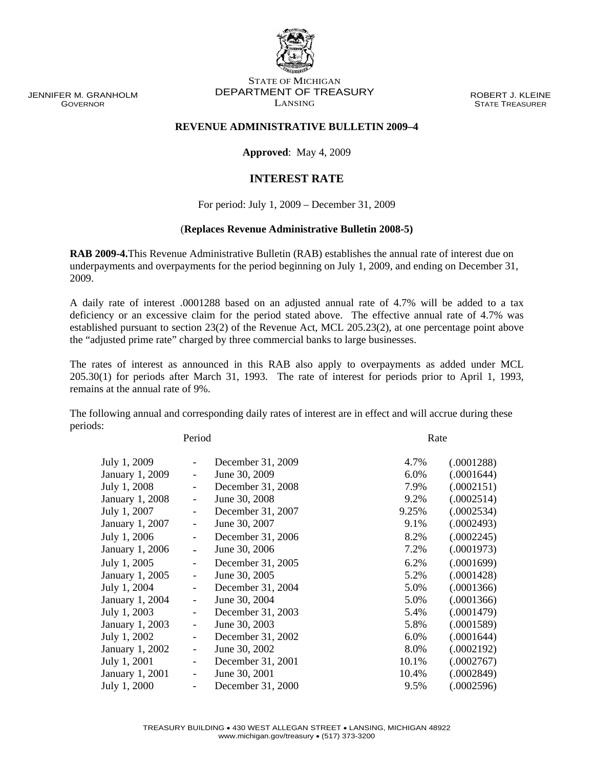JENNIFER M. GRANHOLM
GOVERNOR

STATE OF MICHIGAN
DEPARTMENT OF TREASURY
LANSING

ROBERT J. KLEINE
STATE TREASURER

**REVENUE ADMINISTRATIVE BULLETIN 2009–4**

**Approved**: May 4, 2009

## INTEREST RATE

For period: July 1, 2009 – December 31, 2009

(**Replaces Revenue Administrative Bulletin 2008-5)**

**RAB 2009-4.**This Revenue Administrative Bulletin (RAB) establishes the annual rate of interest due on underpayments and overpayments for the period beginning on July 1, 2009, and ending on December 31, 2009.

A daily rate of interest .0001288 based on an adjusted annual rate of 4.7% will be added to a tax deficiency or an excessive claim for the period stated above. The effective annual rate of 4.7% was established pursuant to section 23(2) of the Revenue Act, MCL 205.23(2), at one percentage point above the "adjusted prime rate" charged by three commercial banks to large businesses.

The rates of interest as announced in this RAB also apply to overpayments as added under MCL 205.30(1) for periods after March 31, 1993. The rate of interest for periods prior to April 1, 1993, remains at the annual rate of 9%.

The following annual and corresponding daily rates of interest are in effect and will accrue during these periods:

| Period | | | Rate | |
|---|---|---|---|---|
| July 1, 2009 | - | December 31, 2009 | 4.7% | (.0001288) |
| January 1, 2009 | - | June 30, 2009 | 6.0% | (.0001644) |
| July 1, 2008 | - | December 31, 2008 | 7.9% | (.0002151) |
| January 1, 2008 | - | June 30, 2008 | 9.2% | (.0002514) |
| July 1, 2007 | - | December 31, 2007 | 9.25% | (.0002534) |
| January 1, 2007 | - | June 30, 2007 | 9.1% | (.0002493) |
| July 1, 2006 | - | December 31, 2006 | 8.2% | (.0002245) |
| January 1, 2006 | - | June 30, 2006 | 7.2% | (.0001973) |
| July 1, 2005 | - | December 31, 2005 | 6.2% | (.0001699) |
| January 1, 2005 | - | June 30, 2005 | 5.2% | (.0001428) |
| July 1, 2004 | - | December 31, 2004 | 5.0% | (.0001366) |
| January 1, 2004 | - | June 30, 2004 | 5.0% | (.0001366) |
| July 1, 2003 | - | December 31, 2003 | 5.4% | (.0001479) |
| January 1, 2003 | - | June 30, 2003 | 5.8% | (.0001589) |
| July 1, 2002 | - | December 31, 2002 | 6.0% | (.0001644) |
| January 1, 2002 | - | June 30, 2002 | 8.0% | (.0002192) |
| July 1, 2001 | - | December 31, 2001 | 10.1% | (.0002767) |
| January 1, 2001 | - | June 30, 2001 | 10.4% | (.0002849) |
| July 1, 2000 | - | December 31, 2000 | 9.5% | (.0002596) |

TREASURY BUILDING • 430 WEST ALLEGAN STREET • LANSING, MICHIGAN 48922
www.michigan.gov/treasury • (517) 373-3200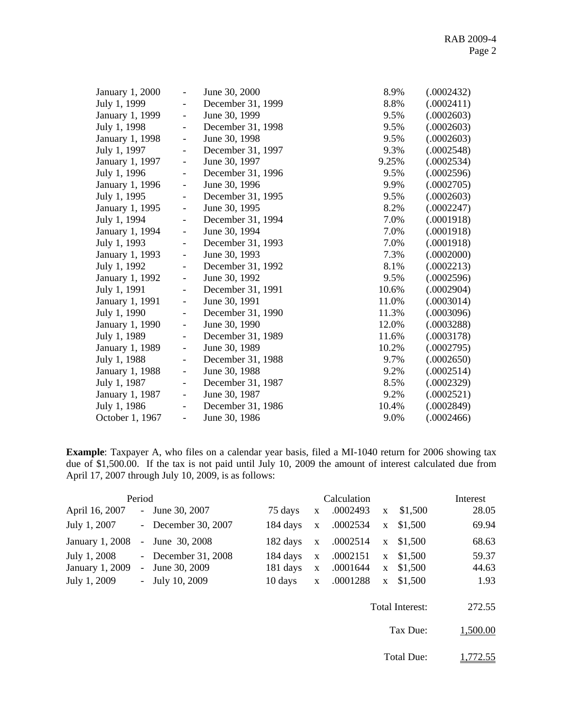| | | | | |
|---|---|---|---|---|
| January 1, 2000 | - | June 30, 2000 | 8.9% | (.0002432) |
| July 1, 1999 | - | December 31, 1999 | 8.8% | (.0002411) |
| January 1, 1999 | - | June 30, 1999 | 9.5% | (.0002603) |
| July 1, 1998 | - | December 31, 1998 | 9.5% | (.0002603) |
| January 1, 1998 | - | June 30, 1998 | 9.5% | (.0002603) |
| July 1, 1997 | - | December 31, 1997 | 9.3% | (.0002548) |
| January 1, 1997 | - | June 30, 1997 | 9.25% | (.0002534) |
| July 1, 1996 | - | December 31, 1996 | 9.5% | (.0002596) |
| January 1, 1996 | - | June 30, 1996 | 9.9% | (.0002705) |
| July 1, 1995 | - | December 31, 1995 | 9.5% | (.0002603) |
| January 1, 1995 | - | June 30, 1995 | 8.2% | (.0002247) |
| July 1, 1994 | - | December 31, 1994 | 7.0% | (.0001918) |
| January 1, 1994 | - | June 30, 1994 | 7.0% | (.0001918) |
| July 1, 1993 | - | December 31, 1993 | 7.0% | (.0001918) |
| January 1, 1993 | - | June 30, 1993 | 7.3% | (.0002000) |
| July 1, 1992 | - | December 31, 1992 | 8.1% | (.0002213) |
| January 1, 1992 | - | June 30, 1992 | 9.5% | (.0002596) |
| July 1, 1991 | - | December 31, 1991 | 10.6% | (.0002904) |
| January 1, 1991 | - | June 30, 1991 | 11.0% | (.0003014) |
| July 1, 1990 | - | December 31, 1990 | 11.3% | (.0003096) |
| January 1, 1990 | - | June 30, 1990 | 12.0% | (.0003288) |
| July 1, 1989 | - | December 31, 1989 | 11.6% | (.0003178) |
| January 1, 1989 | - | June 30, 1989 | 10.2% | (.0002795) |
| July 1, 1988 | - | December 31, 1988 | 9.7% | (.0002650) |
| January 1, 1988 | - | June 30, 1988 | 9.2% | (.0002514) |
| July 1, 1987 | - | December 31, 1987 | 8.5% | (.0002329) |
| January 1, 1987 | - | June 30, 1987 | 9.2% | (.0002521) |
| July 1, 1986 | - | December 31, 1986 | 10.4% | (.0002849) |
| October 1, 1967 | - | June 30, 1986 | 9.0% | (.0002466) |

**Example**: Taxpayer A, who files on a calendar year basis, filed a MI-1040 return for 2006 showing tax due of $1,500.00. If the tax is not paid until July 10, 2009 the amount of interest calculated due from April 17, 2007 through July 10, 2009, is as follows:

| Period | | | Calculation | | | | | Interest |
|---|---|---|---|---|---|---|---|---|
| April 16, 2007 | - | June 30, 2007 | 75 days | x | .0002493 | x | $1,500 | 28.05 |
| July 1, 2007 | - | December 30, 2007 | 184 days | x | .0002534 | x | $1,500 | 69.94 |
| January 1, 2008 | - | June 30, 2008 | 182 days | x | .0002514 | x | $1,500 | 68.63 |
| July 1, 2008 | - | December 31, 2008 | 184 days | x | .0002151 | x | $1,500 | 59.37 |
| January 1, 2009 | - | June 30, 2009 | 181 days | x | .0001644 | x | $1,500 | 44.63 |
| July 1, 2009 | - | July 10, 2009 | 10 days | x | .0001288 | x | $1,500 | 1.93 |
| | | | | | | | Total Interest: | 272.55 |
| | | | | | | | Tax Due: | 1,500.00 |
| | | | | | | | Total Due: | 1,772.55 |